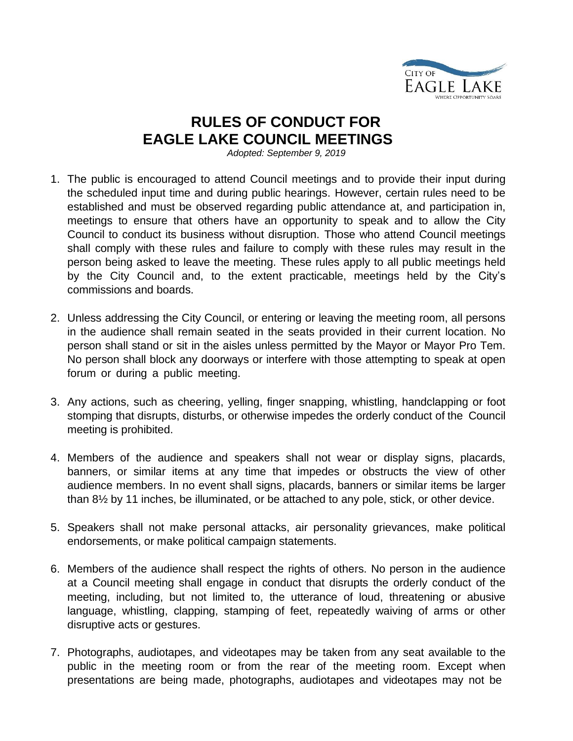# RULES OF CONDUCT FOR EAGLE LAKE COUNCIL MEETINGS

*Adopted: September 9, 2019*

1. The public is encouraged to attend Council meetings and to provide their input during the scheduled input time and during public hearings. However, certain rules need to be established and must be observed regarding public attendance at, and participation in, meetings to ensure that others have an opportunity to speak and to allow the City Council to conduct its business without disruption. Those who attend Council meetings shall comply with these rules and failure to comply with these rules may result in the person being asked to leave the meeting. These rules apply to all public meetings held by the City Council and, to the extent practicable, meetings held by the City's commissions and boards.

2. Unless addressing the City Council, or entering or leaving the meeting room, all persons in the audience shall remain seated in the seats provided in their current location. No person shall stand or sit in the aisles unless permitted by the Mayor or Mayor Pro Tem. No person shall block any doorways or interfere with those attempting to speak at open forum or during a public meeting.

3. Any actions, such as cheering, yelling, finger snapping, whistling, handclapping or foot stomping that disrupts, disturbs, or otherwise impedes the orderly conduct of the Council meeting is prohibited.

4. Members of the audience and speakers shall not wear or display signs, placards, banners, or similar items at any time that impedes or obstructs the view of other audience members. In no event shall signs, placards, banners or similar items be larger than 8½ by 11 inches, be illuminated, or be attached to any pole, stick, or other device.

5. Speakers shall not make personal attacks, air personality grievances, make political endorsements, or make political campaign statements.

6. Members of the audience shall respect the rights of others. No person in the audience at a Council meeting shall engage in conduct that disrupts the orderly conduct of the meeting, including, but not limited to, the utterance of loud, threatening or abusive language, whistling, clapping, stamping of feet, repeatedly waiving of arms or other disruptive acts or gestures.

7. Photographs, audiotapes, and videotapes may be taken from any seat available to the public in the meeting room or from the rear of the meeting room. Except when presentations are being made, photographs, audiotapes and videotapes may not be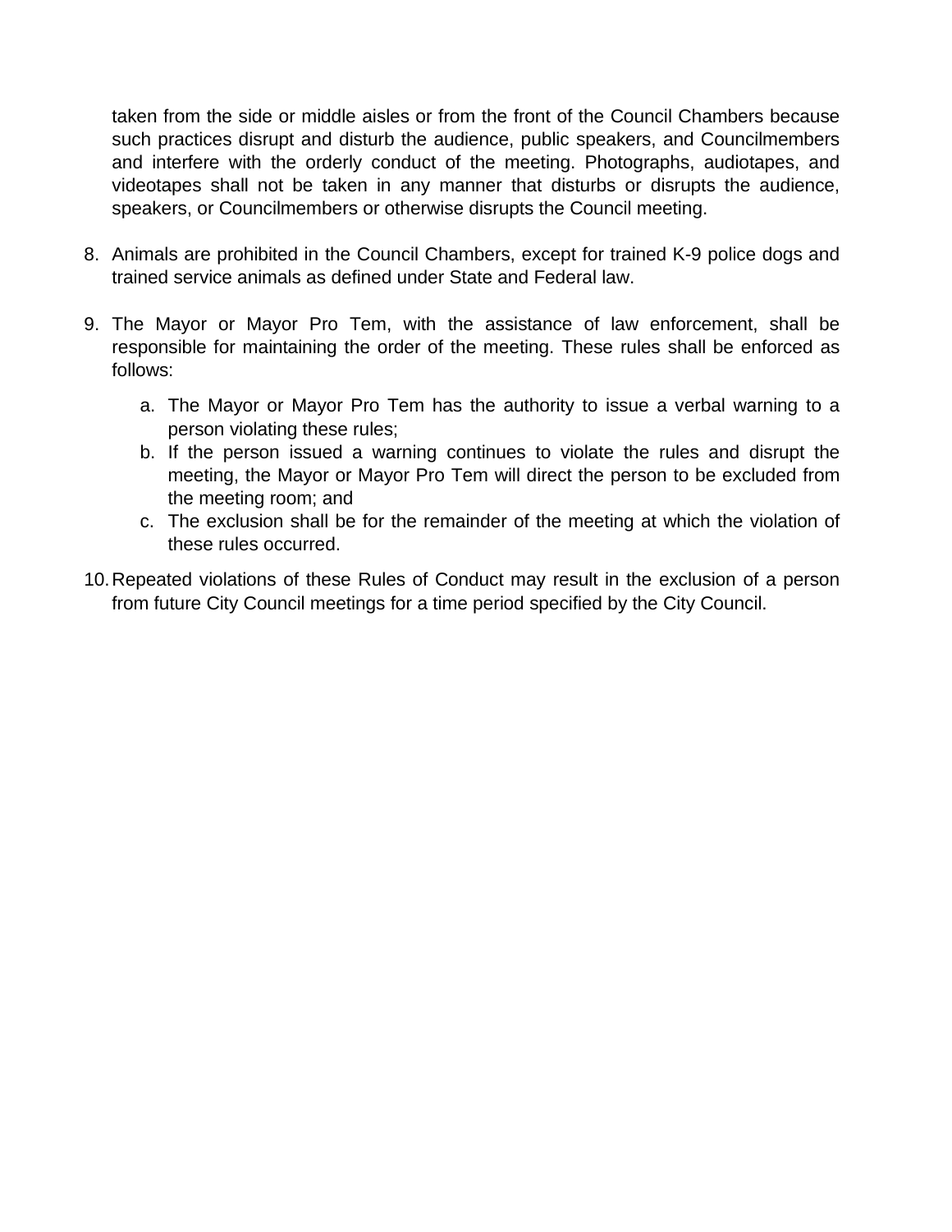taken from the side or middle aisles or from the front of the Council Chambers because such practices disrupt and disturb the audience, public speakers, and Councilmembers and interfere with the orderly conduct of the meeting. Photographs, audiotapes, and videotapes shall not be taken in any manner that disturbs or disrupts the audience, speakers, or Councilmembers or otherwise disrupts the Council meeting.

8. Animals are prohibited in the Council Chambers, except for trained K-9 police dogs and trained service animals as defined under State and Federal law.

9. The Mayor or Mayor Pro Tem, with the assistance of law enforcement, shall be responsible for maintaining the order of the meeting. These rules shall be enforced as follows:

   a. The Mayor or Mayor Pro Tem has the authority to issue a verbal warning to a person violating these rules;
   b. If the person issued a warning continues to violate the rules and disrupt the meeting, the Mayor or Mayor Pro Tem will direct the person to be excluded from the meeting room; and
   c. The exclusion shall be for the remainder of the meeting at which the violation of these rules occurred.

10. Repeated violations of these Rules of Conduct may result in the exclusion of a person from future City Council meetings for a time period specified by the City Council.